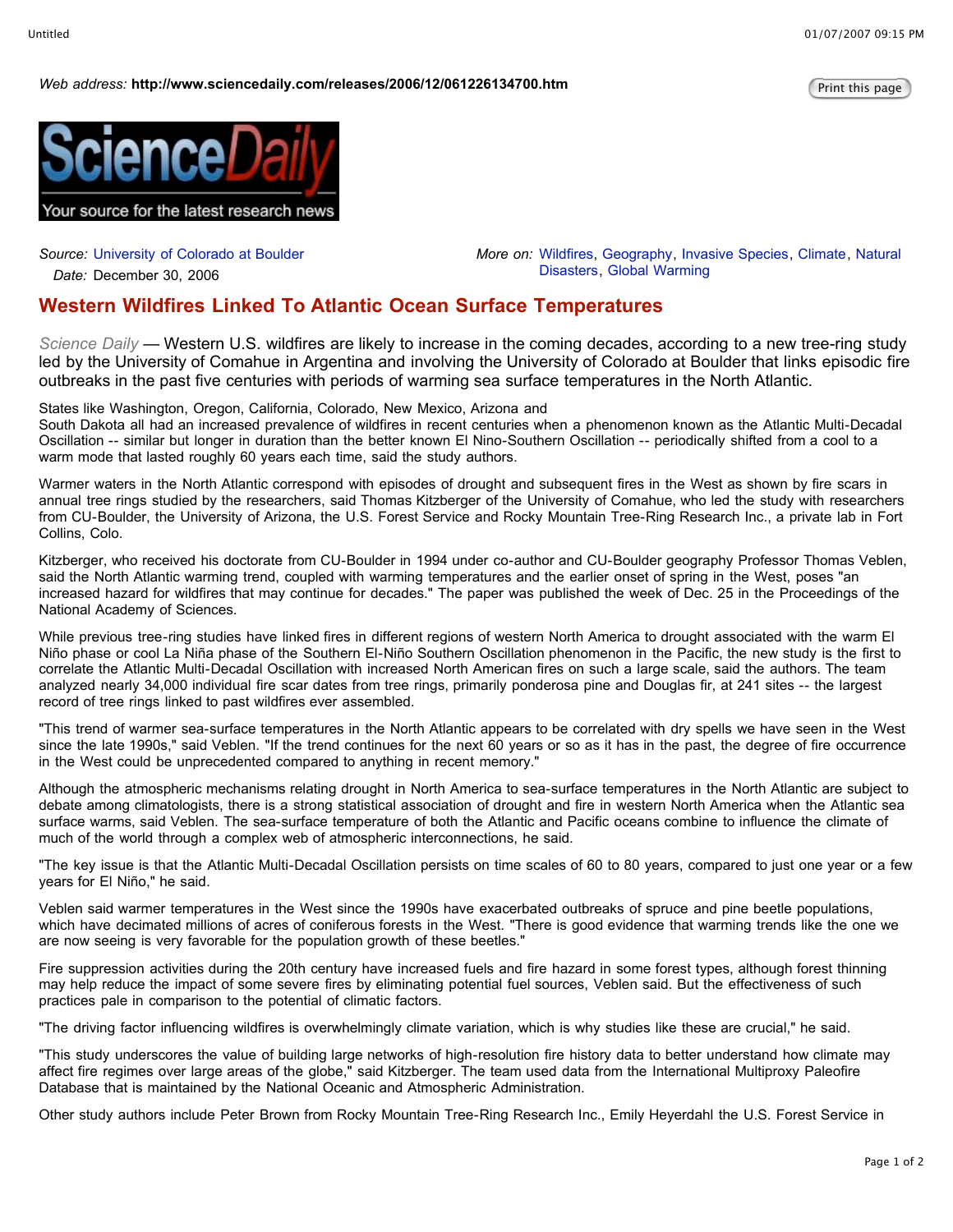*Web address:* **http://www.sciencedaily.com/releases/2006/12/061226134700.htm**

*Source:* University of Colorado at Boulder
*Date:* December 30, 2006

*More on:* Wildfires, Geography, Invasive Species, Climate, Natural Disasters, Global Warming

# Western Wildfires Linked To Atlantic Ocean Surface Temperatures

*Science Daily* — Western U.S. wildfires are likely to increase in the coming decades, according to a new tree-ring study led by the University of Comahue in Argentina and involving the University of Colorado at Boulder that links episodic fire outbreaks in the past five centuries with periods of warming sea surface temperatures in the North Atlantic.

States like Washington, Oregon, California, Colorado, New Mexico, Arizona and South Dakota all had an increased prevalence of wildfires in recent centuries when a phenomenon known as the Atlantic Multi-Decadal Oscillation -- similar but longer in duration than the better known El Nino-Southern Oscillation -- periodically shifted from a cool to a warm mode that lasted roughly 60 years each time, said the study authors.

Warmer waters in the North Atlantic correspond with episodes of drought and subsequent fires in the West as shown by fire scars in annual tree rings studied by the researchers, said Thomas Kitzberger of the University of Comahue, who led the study with researchers from CU-Boulder, the University of Arizona, the U.S. Forest Service and Rocky Mountain Tree-Ring Research Inc., a private lab in Fort Collins, Colo.

Kitzberger, who received his doctorate from CU-Boulder in 1994 under co-author and CU-Boulder geography Professor Thomas Veblen, said the North Atlantic warming trend, coupled with warming temperatures and the earlier onset of spring in the West, poses "an increased hazard for wildfires that may continue for decades." The paper was published the week of Dec. 25 in the Proceedings of the National Academy of Sciences.

While previous tree-ring studies have linked fires in different regions of western North America to drought associated with the warm El Niño phase or cool La Niña phase of the Southern El-Niño Southern Oscillation phenomenon in the Pacific, the new study is the first to correlate the Atlantic Multi-Decadal Oscillation with increased North American fires on such a large scale, said the authors. The team analyzed nearly 34,000 individual fire scar dates from tree rings, primarily ponderosa pine and Douglas fir, at 241 sites -- the largest record of tree rings linked to past wildfires ever assembled.

"This trend of warmer sea-surface temperatures in the North Atlantic appears to be correlated with dry spells we have seen in the West since the late 1990s," said Veblen. "If the trend continues for the next 60 years or so as it has in the past, the degree of fire occurrence in the West could be unprecedented compared to anything in recent memory."

Although the atmospheric mechanisms relating drought in North America to sea-surface temperatures in the North Atlantic are subject to debate among climatologists, there is a strong statistical association of drought and fire in western North America when the Atlantic sea surface warms, said Veblen. The sea-surface temperature of both the Atlantic and Pacific oceans combine to influence the climate of much of the world through a complex web of atmospheric interconnections, he said.

"The key issue is that the Atlantic Multi-Decadal Oscillation persists on time scales of 60 to 80 years, compared to just one year or a few years for El Niño," he said.

Veblen said warmer temperatures in the West since the 1990s have exacerbated outbreaks of spruce and pine beetle populations, which have decimated millions of acres of coniferous forests in the West. "There is good evidence that warming trends like the one we are now seeing is very favorable for the population growth of these beetles."

Fire suppression activities during the 20th century have increased fuels and fire hazard in some forest types, although forest thinning may help reduce the impact of some severe fires by eliminating potential fuel sources, Veblen said. But the effectiveness of such practices pale in comparison to the potential of climatic factors.

"The driving factor influencing wildfires is overwhelmingly climate variation, which is why studies like these are crucial," he said.

"This study underscores the value of building large networks of high-resolution fire history data to better understand how climate may affect fire regimes over large areas of the globe," said Kitzberger. The team used data from the International Multiproxy Paleofire Database that is maintained by the National Oceanic and Atmospheric Administration.

Other study authors include Peter Brown from Rocky Mountain Tree-Ring Research Inc., Emily Heyerdahl the U.S. Forest Service in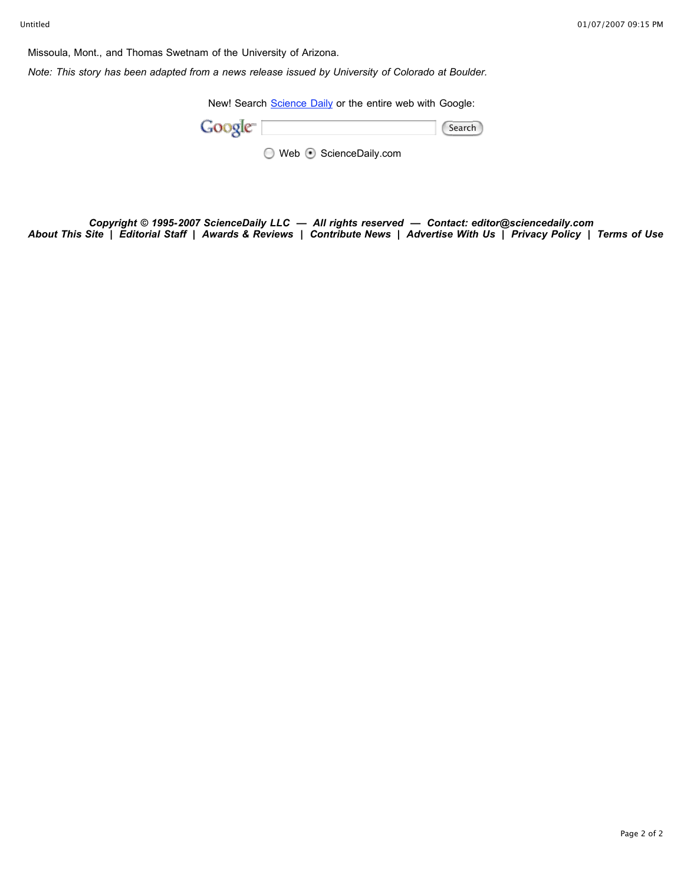Missoula, Mont., and Thomas Swetnam of the University of Arizona.

*Note: This story has been adapted from a news release issued by University of Colorado at Boulder.*

New! Search Science Daily or the entire web with Google:

Google Search

Web ScienceDaily.com

***Copyright © 1995-2007 ScienceDaily LLC — All rights reserved — Contact: editor@sciencedaily.com***
***About This Site | Editorial Staff | Awards & Reviews | Contribute News | Advertise With Us | Privacy Policy | Terms of Use***